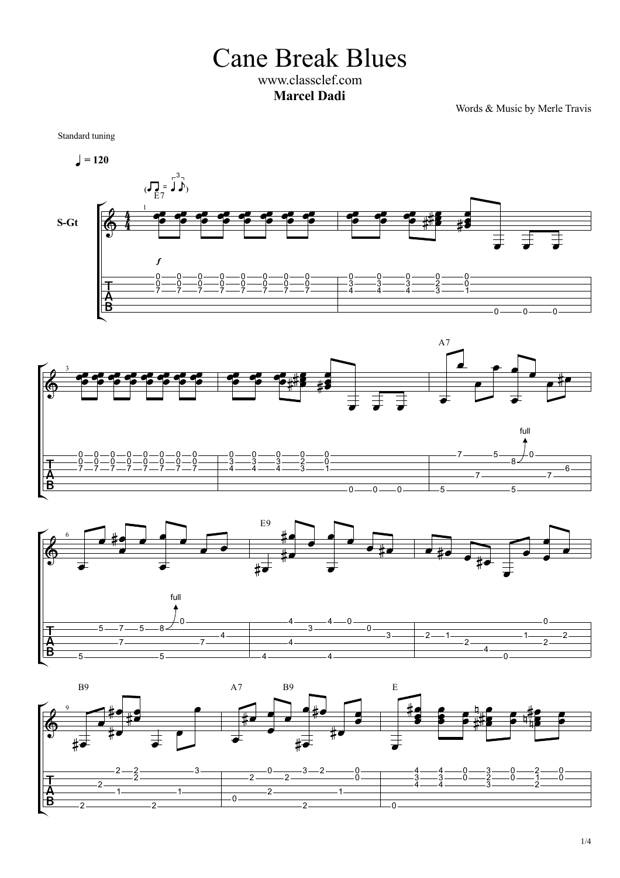# Cane Break Blues

www.classclef.com

**Marcel Dadi**

Words & Music by Merle Travis

Standard tuning

♩ = 120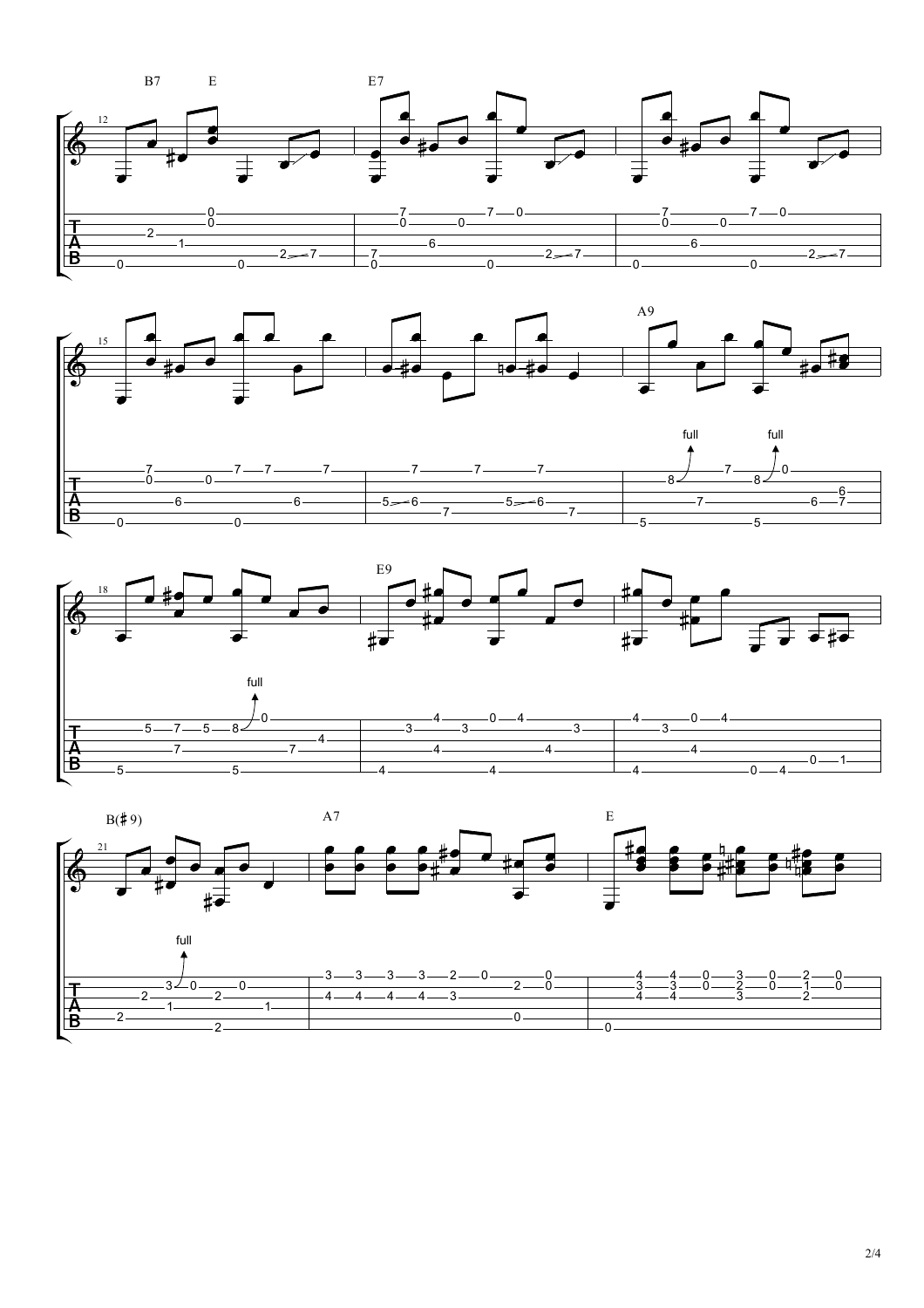B7 E E7

A9

E9

B(♯9) A7 E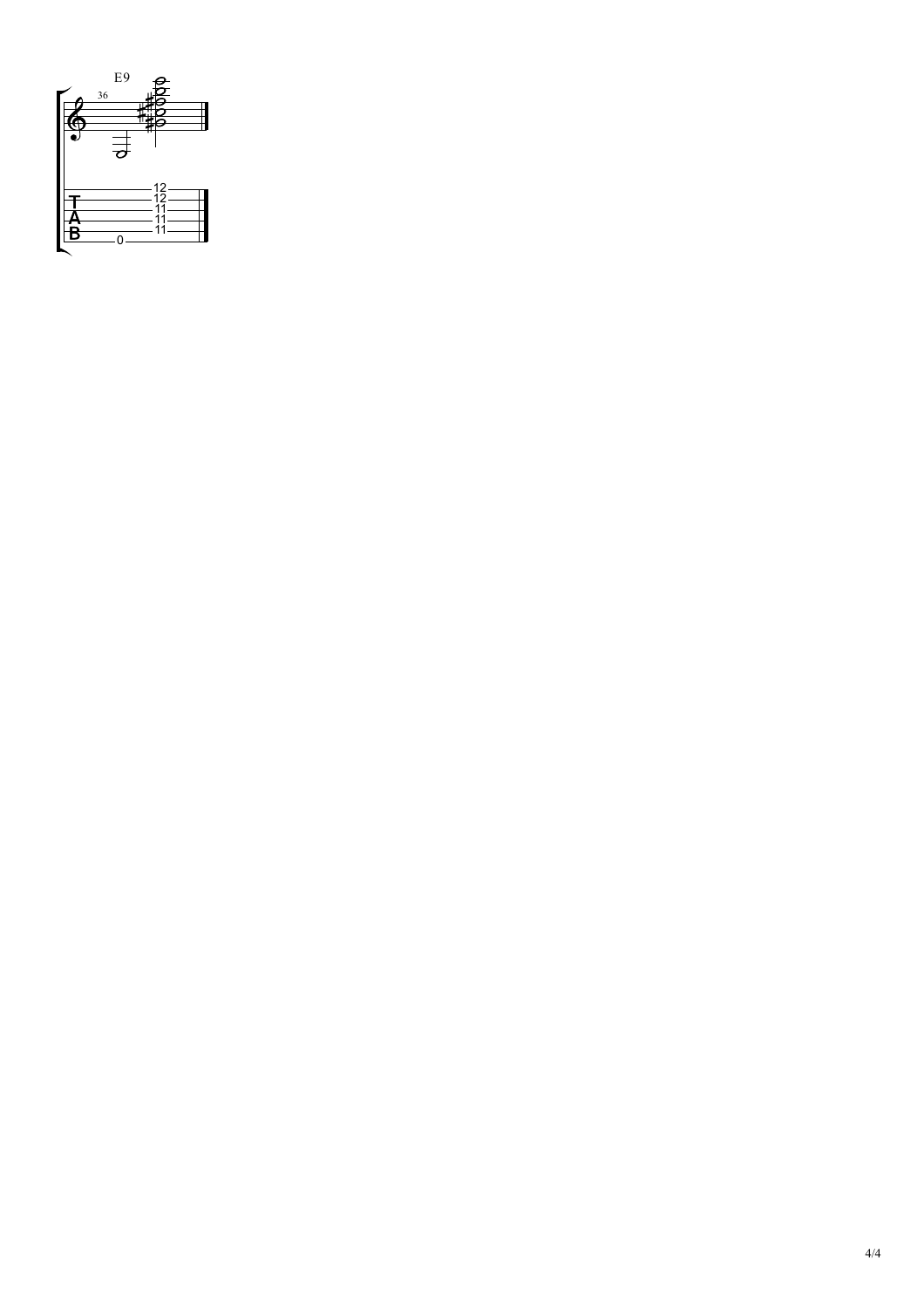36

E9

T
A
B

12
12
11
11
11
0